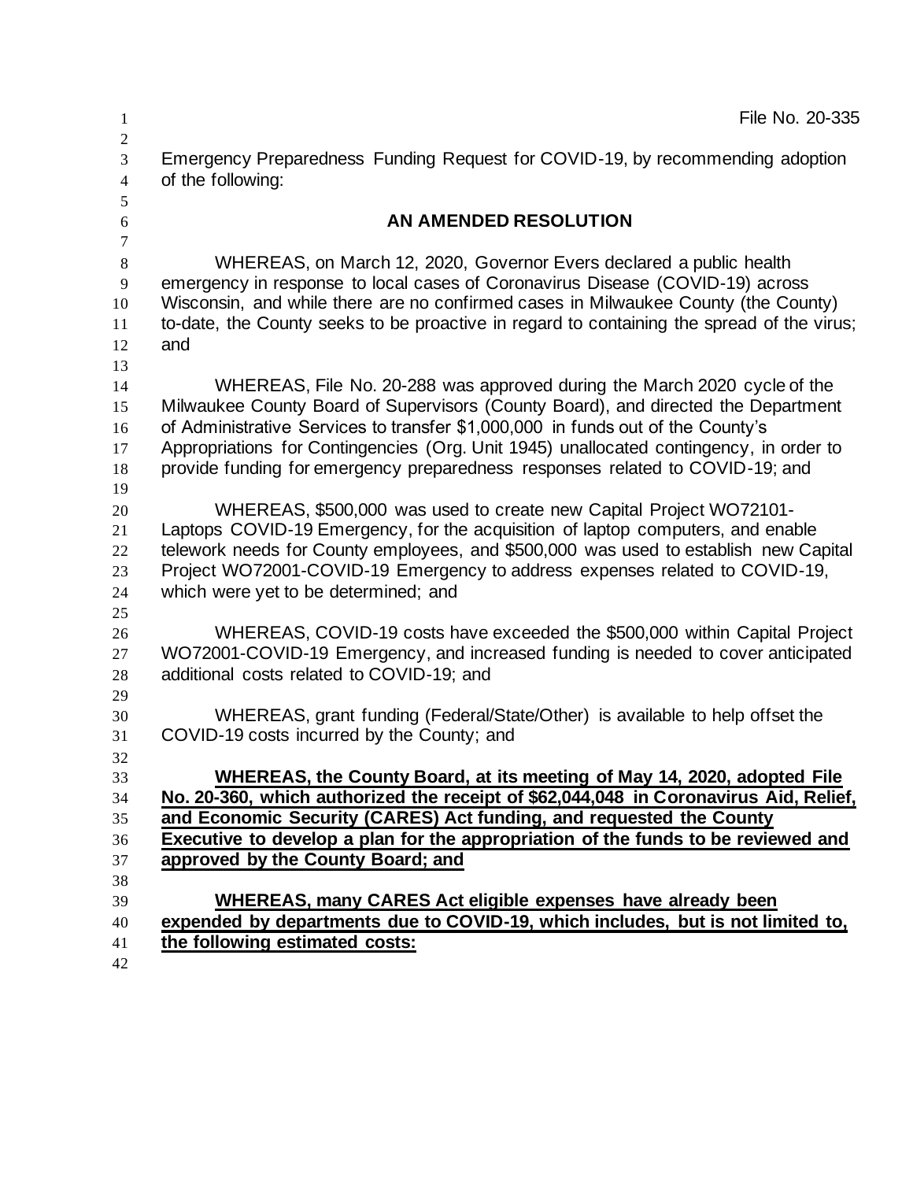File No. 20-335

Emergency Preparedness Funding Request for COVID-19, by recommending adoption of the following:

## AN AMENDED RESOLUTION

WHEREAS, on March 12, 2020, Governor Evers declared a public health emergency in response to local cases of Coronavirus Disease (COVID-19) across Wisconsin, and while there are no confirmed cases in Milwaukee County (the County) to-date, the County seeks to be proactive in regard to containing the spread of the virus; and

WHEREAS, File No. 20-288 was approved during the March 2020 cycle of the Milwaukee County Board of Supervisors (County Board), and directed the Department of Administrative Services to transfer $1,000,000 in funds out of the County's Appropriations for Contingencies (Org. Unit 1945) unallocated contingency, in order to provide funding for emergency preparedness responses related to COVID-19; and

WHEREAS, $500,000 was used to create new Capital Project WO72101-Laptops COVID-19 Emergency, for the acquisition of laptop computers, and enable telework needs for County employees, and $500,000 was used to establish new Capital Project WO72001-COVID-19 Emergency to address expenses related to COVID-19, which were yet to be determined; and

WHEREAS, COVID-19 costs have exceeded the $500,000 within Capital Project WO72001-COVID-19 Emergency, and increased funding is needed to cover anticipated additional costs related to COVID-19; and

WHEREAS, grant funding (Federal/State/Other) is available to help offset the COVID-19 costs incurred by the County; and

**WHEREAS, the County Board, at its meeting of May 14, 2020, adopted File No. 20-360, which authorized the receipt of $62,044,048 in Coronavirus Aid, Relief, and Economic Security (CARES) Act funding, and requested the County Executive to develop a plan for the appropriation of the funds to be reviewed and approved by the County Board; and**

**WHEREAS, many CARES Act eligible expenses have already been expended by departments due to COVID-19, which includes, but is not limited to, the following estimated costs:**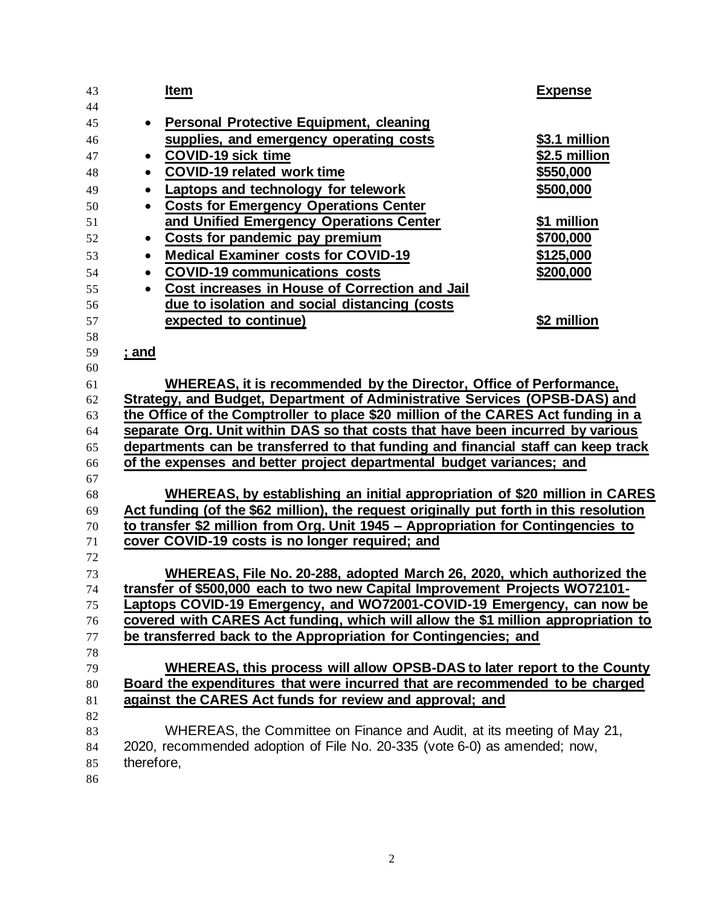| Item | Expense |
| --- | --- |
| Personal Protective Equipment, cleaning supplies, and emergency operating costs | $3.1 million |
| COVID-19 sick time | $2.5 million |
| COVID-19 related work time | $550,000 |
| Laptops and technology for telework | $500,000 |
| Costs for Emergency Operations Center and Unified Emergency Operations Center | $1 million |
| Costs for pandemic pay premium | $700,000 |
| Medical Examiner costs for COVID-19 | $125,000 |
| COVID-19 communications costs | $200,000 |
| Cost increases in House of Correction and Jail due to isolation and social distancing (costs expected to continue) | $2 million |

**; and**

**WHEREAS, it is recommended by the Director, Office of Performance, Strategy, and Budget, Department of Administrative Services (OPSB-DAS) and the Office of the Comptroller to place $20 million of the CARES Act funding in a separate Org. Unit within DAS so that costs that have been incurred by various departments can be transferred to that funding and financial staff can keep track of the expenses and better project departmental budget variances; and**

**WHEREAS, by establishing an initial appropriation of $20 million in CARES Act funding (of the $62 million), the request originally put forth in this resolution to transfer $2 million from Org. Unit 1945 – Appropriation for Contingencies to cover COVID-19 costs is no longer required; and**

**WHEREAS, File No. 20-288, adopted March 26, 2020, which authorized the transfer of $500,000 each to two new Capital Improvement Projects WO72101-Laptops COVID-19 Emergency, and WO72001-COVID-19 Emergency, can now be covered with CARES Act funding, which will allow the $1 million appropriation to be transferred back to the Appropriation for Contingencies; and**

**WHEREAS, this process will allow OPSB-DAS to later report to the County Board the expenditures that were incurred that are recommended to be charged against the CARES Act funds for review and approval; and**

WHEREAS, the Committee on Finance and Audit, at its meeting of May 21, 2020, recommended adoption of File No. 20-335 (vote 6-0) as amended; now, therefore,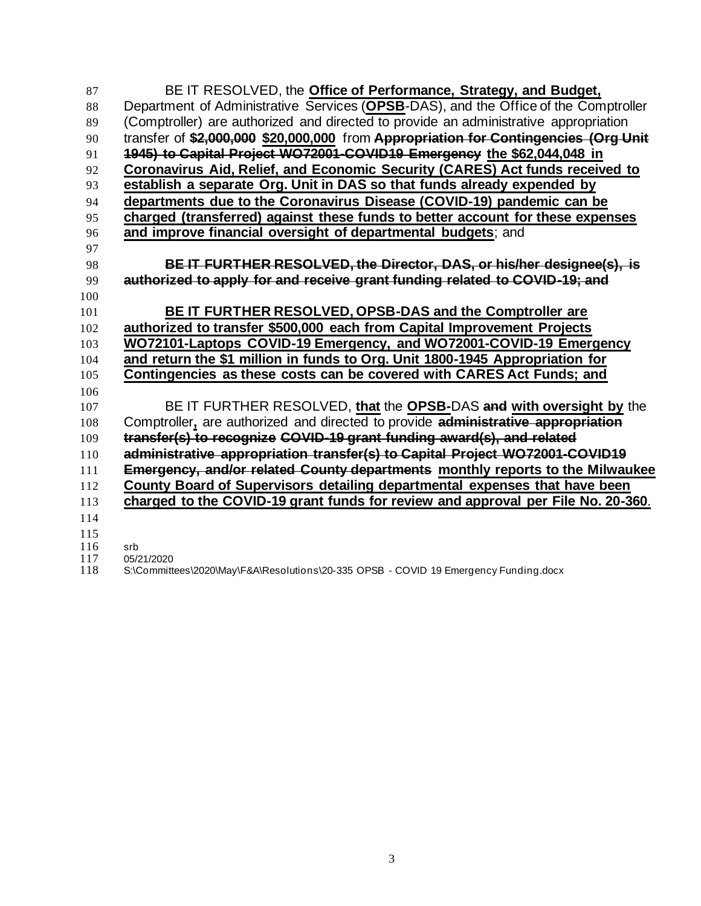BE IT RESOLVED, the **Office of Performance, Strategy, and Budget,** Department of Administrative Services (**OPSB**-DAS), and the Office of the Comptroller (Comptroller) are authorized and directed to provide an administrative appropriation transfer of ~~**$2,000,000**~~ **$20,000,000** from ~~**Appropriation for Contingencies (Org Unit 1945) to Capital Project WO72001-COVID19 Emergency**~~ **the $62,044,048 in Coronavirus Aid, Relief, and Economic Security (CARES) Act funds received to establish a separate Org. Unit in DAS so that funds already expended by departments due to the Coronavirus Disease (COVID-19) pandemic can be charged (transferred) against these funds to better account for these expenses and improve financial oversight of departmental budgets**; and

~~**BE IT FURTHER RESOLVED, the Director, DAS, or his/her designee(s), is authorized to apply for and receive grant funding related to COVID-19; and**~~

**BE IT FURTHER RESOLVED, OPSB-DAS and the Comptroller are authorized to transfer $500,000 each from Capital Improvement Projects WO72101-Laptops COVID-19 Emergency, and WO72001-COVID-19 Emergency and return the $1 million in funds to Org. Unit 1800-1945 Appropriation for Contingencies as these costs can be covered with CARES Act Funds; and**

BE IT FURTHER RESOLVED, **that** the **OPSB-**DAS ~~**and**~~ **with oversight by** the Comptroller**,** are authorized and directed to provide ~~**administrative appropriation transfer(s) to recognize COVID-19 grant funding award(s), and related administrative appropriation transfer(s) to Capital Project WO72001-COVID19 Emergency, and/or related County departments**~~ **monthly reports to the Milwaukee County Board of Supervisors detailing departmental expenses that have been charged to the COVID-19 grant funds for review and approval per File No. 20-360**.

srb
05/21/2020
S:\Committees\2020\May\F&A\Resolutions\20-335 OPSB - COVID 19 Emergency Funding.docx